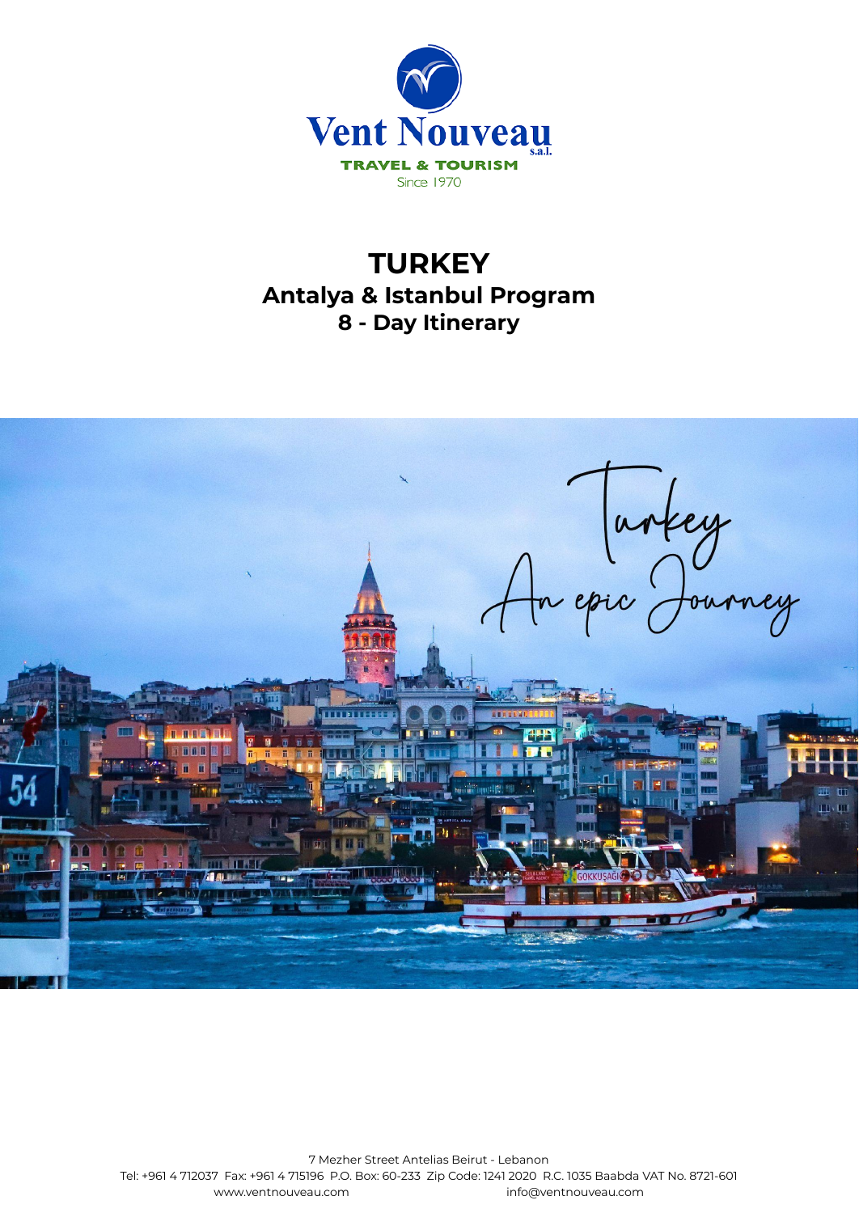Vent Nouveau s.a.l.

TRAVEL & TOURISM

Since 1970

# TURKEY

## Antalya & Istanbul Program

## 8 - Day Itinerary

7 Mezher Street Antelias Beirut - Lebanon

Tel: +961 4 712037 Fax: +961 4 715196 P.O. Box: 60-233 Zip Code: 1241 2020 R.C. 1035 Baabda VAT No. 8721-601

www.ventnouveau.com info@ventnouveau.com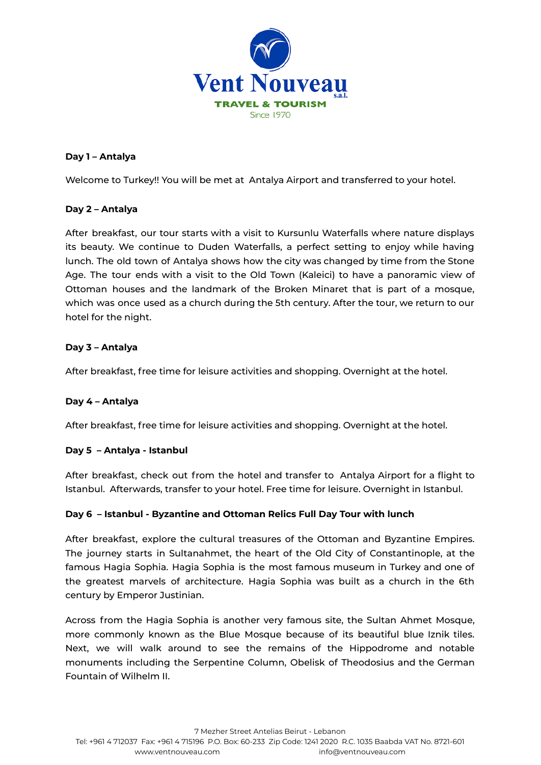**Day 1 – Antalya**

Welcome to Turkey!! You will be met at Antalya Airport and transferred to your hotel.

**Day 2 – Antalya**

After breakfast, our tour starts with a visit to Kursunlu Waterfalls where nature displays its beauty. We continue to Duden Waterfalls, a perfect setting to enjoy while having lunch. The old town of Antalya shows how the city was changed by time from the Stone Age. The tour ends with a visit to the Old Town (Kaleici) to have a panoramic view of Ottoman houses and the landmark of the Broken Minaret that is part of a mosque, which was once used as a church during the 5th century. After the tour, we return to our hotel for the night.

**Day 3 – Antalya**

After breakfast, free time for leisure activities and shopping. Overnight at the hotel.

**Day 4 – Antalya**

After breakfast, free time for leisure activities and shopping. Overnight at the hotel.

**Day 5 – Antalya - Istanbul**

After breakfast, check out from the hotel and transfer to Antalya Airport for a flight to Istanbul. Afterwards, transfer to your hotel. Free time for leisure. Overnight in Istanbul.

**Day 6 – Istanbul - Byzantine and Ottoman Relics Full Day Tour with lunch**

After breakfast, explore the cultural treasures of the Ottoman and Byzantine Empires. The journey starts in Sultanahmet, the heart of the Old City of Constantinople, at the famous Hagia Sophia. Hagia Sophia is the most famous museum in Turkey and one of the greatest marvels of architecture. Hagia Sophia was built as a church in the 6th century by Emperor Justinian.

Across from the Hagia Sophia is another very famous site, the Sultan Ahmet Mosque, more commonly known as the Blue Mosque because of its beautiful blue Iznik tiles. Next, we will walk around to see the remains of the Hippodrome and notable monuments including the Serpentine Column, Obelisk of Theodosius and the German Fountain of Wilhelm II.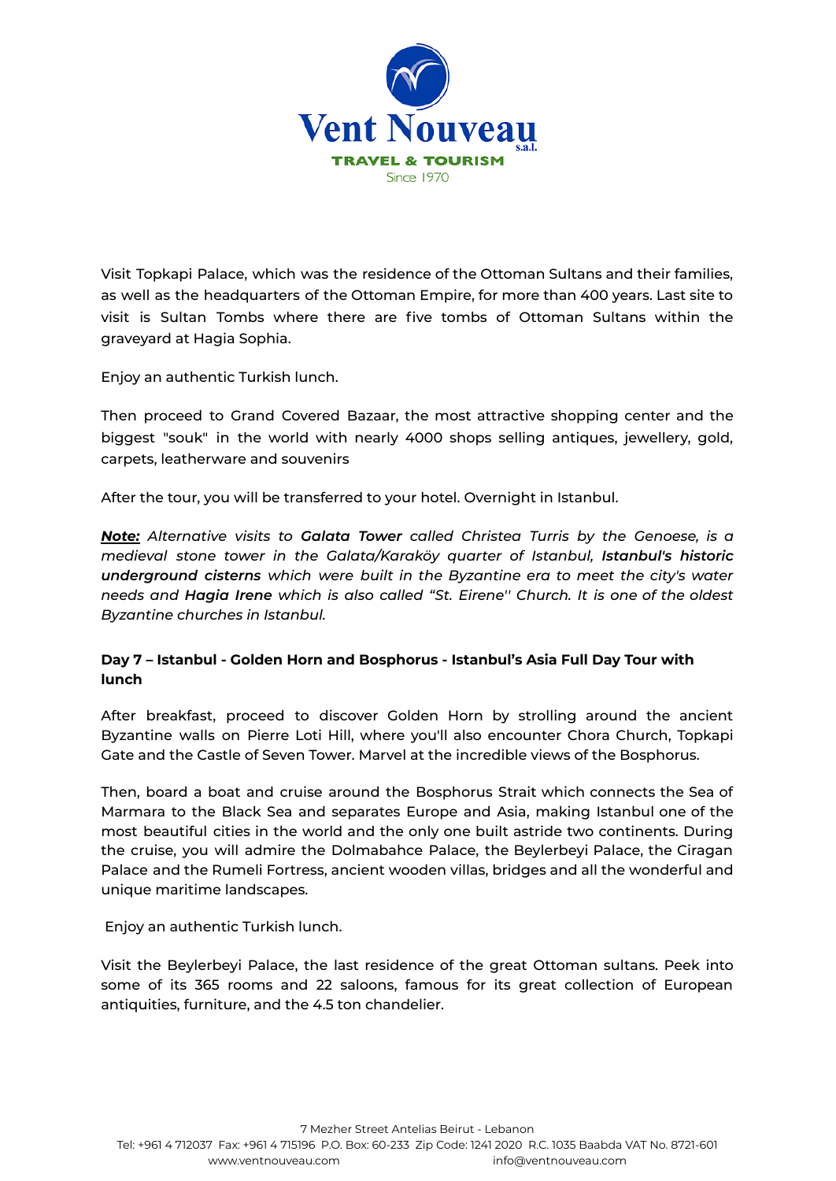Visit Topkapi Palace, which was the residence of the Ottoman Sultans and their families, as well as the headquarters of the Ottoman Empire, for more than 400 years. Last site to visit is Sultan Tombs where there are five tombs of Ottoman Sultans within the graveyard at Hagia Sophia.

Enjoy an authentic Turkish lunch.

Then proceed to Grand Covered Bazaar, the most attractive shopping center and the biggest "souk" in the world with nearly 4000 shops selling antiques, jewellery, gold, carpets, leatherware and souvenirs

After the tour, you will be transferred to your hotel. Overnight in Istanbul.

***Note:*** *Alternative visits to* ***Galata Tower*** *called Christea Turris by the Genoese, is a medieval stone tower in the Galata/Karaköy quarter of Istanbul,* ***Istanbul's historic underground cisterns*** *which were built in the Byzantine era to meet the city's water needs and* ***Hagia Irene*** *which is also called "St. Eirene'' Church. It is one of the oldest Byzantine churches in Istanbul.*

**Day 7 – Istanbul - Golden Horn and Bosphorus - Istanbul's Asia Full Day Tour with lunch**

After breakfast, proceed to discover Golden Horn by strolling around the ancient Byzantine walls on Pierre Loti Hill, where you'll also encounter Chora Church, Topkapi Gate and the Castle of Seven Tower. Marvel at the incredible views of the Bosphorus.

Then, board a boat and cruise around the Bosphorus Strait which connects the Sea of Marmara to the Black Sea and separates Europe and Asia, making Istanbul one of the most beautiful cities in the world and the only one built astride two continents. During the cruise, you will admire the Dolmabahce Palace, the Beylerbeyi Palace, the Ciragan Palace and the Rumeli Fortress, ancient wooden villas, bridges and all the wonderful and unique maritime landscapes.

Enjoy an authentic Turkish lunch.

Visit the Beylerbeyi Palace, the last residence of the great Ottoman sultans. Peek into some of its 365 rooms and 22 saloons, famous for its great collection of European antiquities, furniture, and the 4.5 ton chandelier.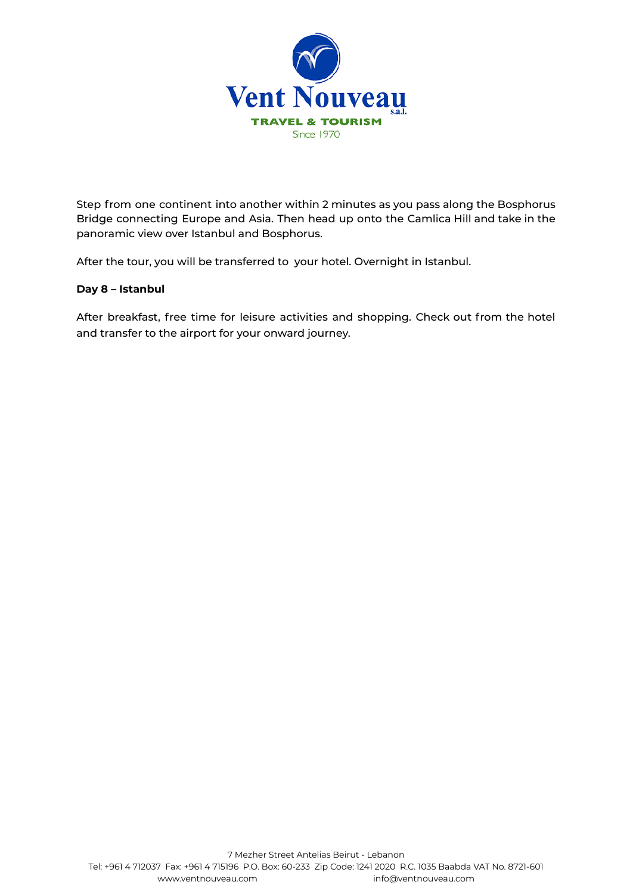Step from one continent into another within 2 minutes as you pass along the Bosphorus Bridge connecting Europe and Asia. Then head up onto the Camlica Hill and take in the panoramic view over Istanbul and Bosphorus.

After the tour, you will be transferred to your hotel. Overnight in Istanbul.

**Day 8 – Istanbul**

After breakfast, free time for leisure activities and shopping. Check out from the hotel and transfer to the airport for your onward journey.